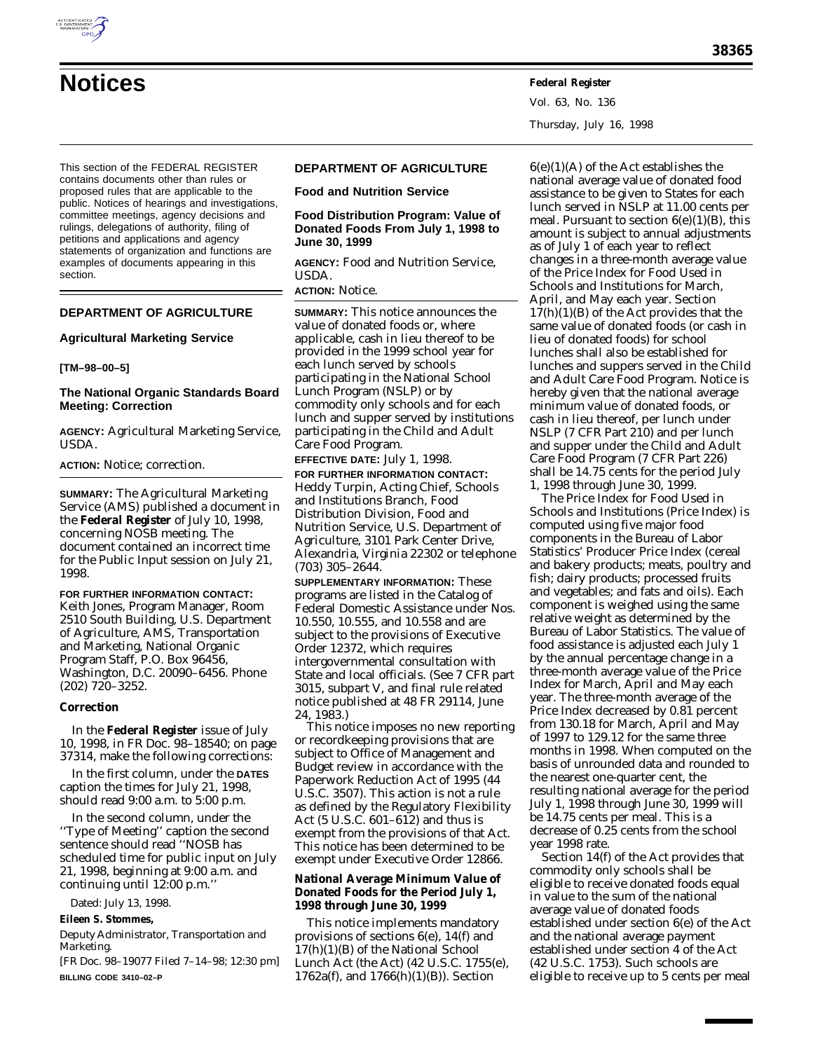# Notices

This section of the FEDERAL REGISTER contains documents other than rules or proposed rules that are applicable to the public. Notices of hearings and investigations, committee meetings, agency decisions and rulings, delegations of authority, filing of petitions and applications and agency statements of organization and functions are examples of documents appearing in this section.

## DEPARTMENT OF AGRICULTURE

### Agricultural Marketing Service

**[TM–98–00–5]**

### The National Organic Standards Board Meeting: Correction

**AGENCY:** Agricultural Marketing Service, USDA.

**ACTION:** Notice; correction.

**SUMMARY:** The Agricultural Marketing Service (AMS) published a document in the **Federal Register** of July 10, 1998, concerning NOSB meeting. The document contained an incorrect time for the Public Input session on July 21, 1998.

**FOR FURTHER INFORMATION CONTACT:** Keith Jones, Program Manager, Room 2510 South Building, U.S. Department of Agriculture, AMS, Transportation and Marketing, National Organic Program Staff, P.O. Box 96456, Washington, D.C. 20090–6456. Phone (202) 720–3252.

#### Correction

In the **Federal Register** issue of July 10, 1998, in FR Doc. 98–18540; on page 37314, make the following corrections:

In the first column, under the **DATES** caption the times for July 21, 1998, should read 9:00 a.m. to 5:00 p.m.

In the second column, under the ''Type of Meeting'' caption the second sentence should read ''NOSB has scheduled time for public input on July 21, 1998, beginning at 9:00 a.m. and continuing until 12:00 p.m.''

Dated: July 13, 1998.

**Eileen S. Stommes,**

*Deputy Administrator, Transportation and Marketing.*

[FR Doc. 98–19077 Filed 7–14–98; 12:30 pm]

**BILLING CODE 3410–02–P**

## DEPARTMENT OF AGRICULTURE

### Food and Nutrition Service

### Food Distribution Program: Value of Donated Foods From July 1, 1998 to June 30, 1999

**AGENCY:** Food and Nutrition Service, USDA.

**ACTION:** Notice.

**SUMMARY:** This notice announces the value of donated foods or, where applicable, cash in lieu thereof to be provided in the 1999 school year for each lunch served by schools participating in the National School Lunch Program (NSLP) or by commodity only schools and for each lunch and supper served by institutions participating in the Child and Adult Care Food Program.

**EFFECTIVE DATE:** July 1, 1998.

**FOR FURTHER INFORMATION CONTACT:** Heddy Turpin, Acting Chief, Schools and Institutions Branch, Food Distribution Division, Food and Nutrition Service, U.S. Department of Agriculture, 3101 Park Center Drive, Alexandria, Virginia 22302 or telephone (703) 305–2644.

**SUPPLEMENTARY INFORMATION:** These programs are listed in the Catalog of Federal Domestic Assistance under Nos. 10.550, 10.555, and 10.558 and are subject to the provisions of Executive Order 12372, which requires intergovernmental consultation with State and local officials. (See 7 CFR part 3015, subpart V, and final rule related notice published at 48 FR 29114, June 24, 1983.)

This notice imposes no new reporting or recordkeeping provisions that are subject to Office of Management and Budget review in accordance with the Paperwork Reduction Act of 1995 (44 U.S.C. 3507). This action is not a rule as defined by the Regulatory Flexibility Act (5 U.S.C. 601–612) and thus is exempt from the provisions of that Act. This notice has been determined to be exempt under Executive Order 12866.

#### National Average Minimum Value of Donated Foods for the Period July 1, 1998 through June 30, 1999

This notice implements mandatory provisions of sections 6(e), 14(f) and 17(h)(1)(B) of the National School Lunch Act (the Act) (42 U.S.C. 1755(e), 1762a(f), and 1766(h)(1)(B)). Section 6(e)(1)(A) of the Act establishes the national average value of donated food assistance to be given to States for each lunch served in NSLP at 11.00 cents per meal. Pursuant to section 6(e)(1)(B), this amount is subject to annual adjustments as of July 1 of each year to reflect changes in a three-month average value of the Price Index for Food Used in Schools and Institutions for March, April, and May each year. Section 17(h)(1)(B) of the Act provides that the same value of donated foods (or cash in lieu of donated foods) for school lunches shall also be established for lunches and suppers served in the Child and Adult Care Food Program. Notice is hereby given that the national average minimum value of donated foods, or cash in lieu thereof, per lunch under NSLP (7 CFR Part 210) and per lunch and supper under the Child and Adult Care Food Program (7 CFR Part 226) shall be 14.75 cents for the period July 1, 1998 through June 30, 1999.

The Price Index for Food Used in Schools and Institutions (Price Index) is computed using five major food components in the Bureau of Labor Statistics' Producer Price Index (cereal and bakery products; meats, poultry and fish; dairy products; processed fruits and vegetables; and fats and oils). Each component is weighed using the same relative weight as determined by the Bureau of Labor Statistics. The value of food assistance is adjusted each July 1 by the annual percentage change in a three-month average value of the Price Index for March, April and May each year. The three-month average of the Price Index decreased by 0.81 percent from 130.18 for March, April and May of 1997 to 129.12 for the same three months in 1998. When computed on the basis of unrounded data and rounded to the nearest one-quarter cent, the resulting national average for the period July 1, 1998 through June 30, 1999 will be 14.75 cents per meal. This is a decrease of 0.25 cents from the school year 1998 rate.

Section 14(f) of the Act provides that commodity only schools shall be eligible to receive donated foods equal in value to the sum of the national average value of donated foods established under section 6(e) of the Act and the national average payment established under section 4 of the Act (42 U.S.C. 1753). Such schools are eligible to receive up to 5 cents per meal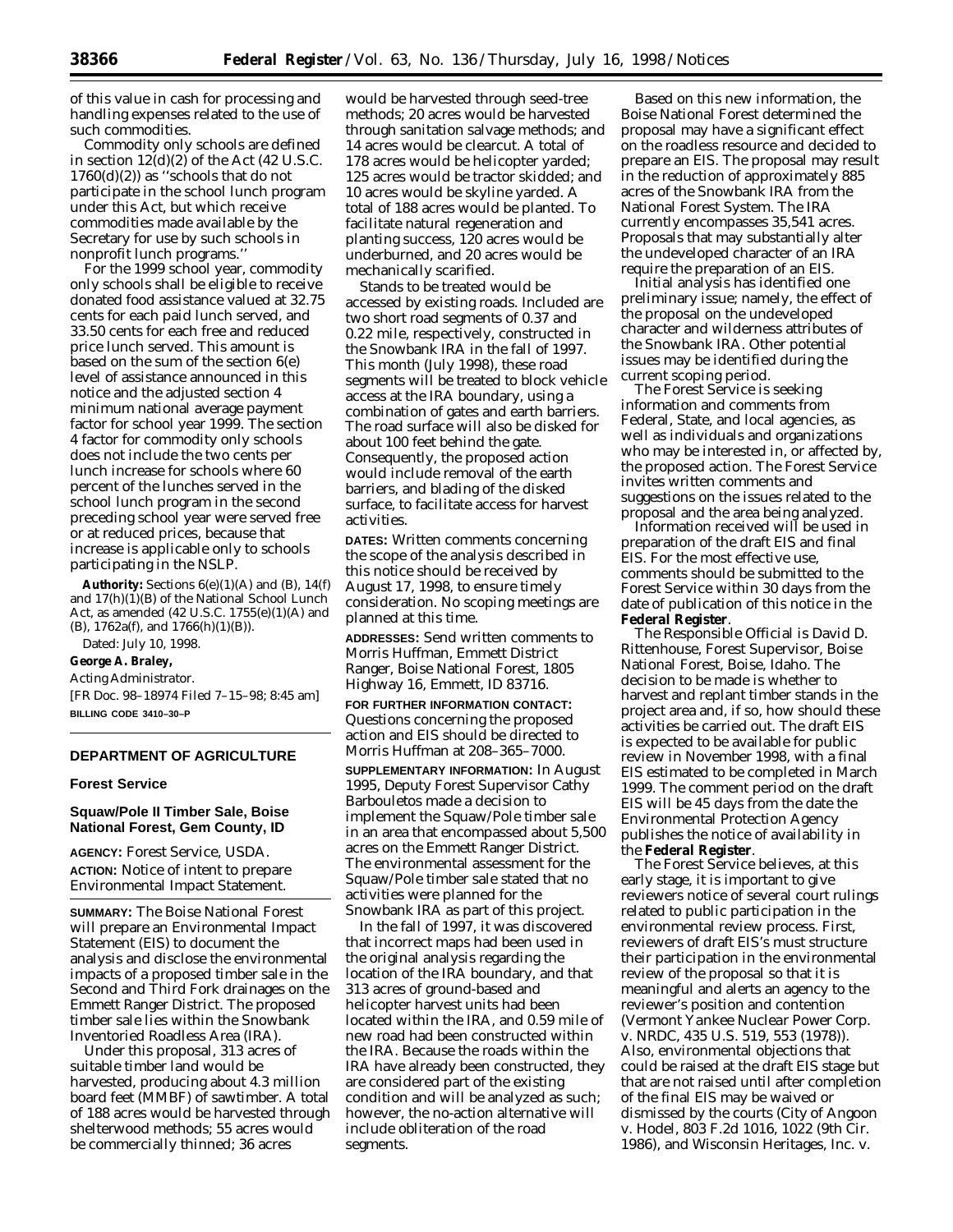of this value in cash for processing and handling expenses related to the use of such commodities.

Commodity only schools are defined in section 12(d)(2) of the Act (42 U.S.C. 1760(d)(2)) as ''schools that do not participate in the school lunch program under this Act, but which receive commodities made available by the Secretary for use by such schools in nonprofit lunch programs.''

For the 1999 school year, commodity only schools shall be eligible to receive donated food assistance valued at 32.75 cents for each paid lunch served, and 33.50 cents for each free and reduced price lunch served. This amount is based on the sum of the section 6(e) level of assistance announced in this notice and the adjusted section 4 minimum national average payment factor for school year 1999. The section 4 factor for commodity only schools does not include the two cents per lunch increase for schools where 60 percent of the lunches served in the school lunch program in the second preceding school year were served free or at reduced prices, because that increase is applicable only to schools participating in the NSLP.

**Authority:** Sections 6(e)(1)(A) and (B), 14(f) and 17(h)(1)(B) of the National School Lunch Act, as amended (42 U.S.C. 1755(e)(1)(A) and (B), 1762a(f), and 1766(h)(1)(B)).

Dated: July 10, 1998.

**George A. Braley,**

*Acting Administrator.*

[FR Doc. 98–18974 Filed 7–15–98; 8:45 am]

**BILLING CODE 3410–30–P**

---

## DEPARTMENT OF AGRICULTURE

### Forest Service

### Squaw/Pole II Timber Sale, Boise National Forest, Gem County, ID

**AGENCY:** Forest Service, USDA.

**ACTION:** Notice of intent to prepare Environmental Impact Statement.

**SUMMARY:** The Boise National Forest will prepare an Environmental Impact Statement (EIS) to document the analysis and disclose the environmental impacts of a proposed timber sale in the Second and Third Fork drainages on the Emmett Ranger District. The proposed timber sale lies within the Snowbank Inventoried Roadless Area (IRA).

Under this proposal, 313 acres of suitable timber land would be harvested, producing about 4.3 million board feet (MMBF) of sawtimber. A total of 188 acres would be harvested through shelterwood methods; 55 acres would be commercially thinned; 36 acres would be harvested through seed-tree methods; 20 acres would be harvested through sanitation salvage methods; and 14 acres would be clearcut. A total of 178 acres would be helicopter yarded; 125 acres would be tractor skidded; and 10 acres would be skyline yarded. A total of 188 acres would be planted. To facilitate natural regeneration and planting success, 120 acres would be underburned, and 20 acres would be mechanically scarified.

Stands to be treated would be accessed by existing roads. Included are two short road segments of 0.37 and 0.22 mile, respectively, constructed in the Snowbank IRA in the fall of 1997. This month (July 1998), these road segments will be treated to block vehicle access at the IRA boundary, using a combination of gates and earth barriers. The road surface will also be disked for about 100 feet behind the gate. Consequently, the proposed action would include removal of the earth barriers, and blading of the disked surface, to facilitate access for harvest activities.

**DATES:** Written comments concerning the scope of the analysis described in this notice should be received by August 17, 1998, to ensure timely consideration. No scoping meetings are planned at this time.

**ADDRESSES:** Send written comments to Morris Huffman, Emmett District Ranger, Boise National Forest, 1805 Highway 16, Emmett, ID 83716.

**FOR FURTHER INFORMATION CONTACT:** Questions concerning the proposed action and EIS should be directed to Morris Huffman at 208–365–7000.

**SUPPLEMENTARY INFORMATION:** In August 1995, Deputy Forest Supervisor Cathy Barbouletos made a decision to implement the Squaw/Pole timber sale in an area that encompassed about 5,500 acres on the Emmett Ranger District. The environmental assessment for the Squaw/Pole timber sale stated that no activities were planned for the Snowbank IRA as part of this project.

In the fall of 1997, it was discovered that incorrect maps had been used in the original analysis regarding the location of the IRA boundary, and that 313 acres of ground-based and helicopter harvest units had been located within the IRA, and 0.59 mile of new road had been constructed within the IRA. Because the roads within the IRA have already been constructed, they are considered part of the existing condition and will be analyzed as such; however, the no-action alternative will include obliteration of the road segments.

Based on this new information, the Boise National Forest determined the proposal may have a significant effect on the roadless resource and decided to prepare an EIS. The proposal may result in the reduction of approximately 885 acres of the Snowbank IRA from the National Forest System. The IRA currently encompasses 35,541 acres. Proposals that may substantially alter the undeveloped character of an IRA require the preparation of an EIS.

Initial analysis has identified one preliminary issue; namely, the effect of the proposal on the undeveloped character and wilderness attributes of the Snowbank IRA. Other potential issues may be identified during the current scoping period.

The Forest Service is seeking information and comments from Federal, State, and local agencies, as well as individuals and organizations who may be interested in, or affected by, the proposed action. The Forest Service invites written comments and suggestions on the issues related to the proposal and the area being analyzed.

Information received will be used in preparation of the draft EIS and final EIS. For the most effective use, comments should be submitted to the Forest Service within 30 days from the date of publication of this notice in the **Federal Register**.

The Responsible Official is David D. Rittenhouse, Forest Supervisor, Boise National Forest, Boise, Idaho. The decision to be made is whether to harvest and replant timber stands in the project area and, if so, how should these activities be carried out. The draft EIS is expected to be available for public review in November 1998, with a final EIS estimated to be completed in March 1999. The comment period on the draft EIS will be 45 days from the date the Environmental Protection Agency publishes the notice of availability in the **Federal Register**.

The Forest Service believes, at this early stage, it is important to give reviewers notice of several court rulings related to public participation in the environmental review process. First, reviewers of draft EIS's must structure their participation in the environmental review of the proposal so that it is meaningful and alerts an agency to the reviewer's position and contention (*Vermont Yankee Nuclear Power Corp. v. NRDC*, 435 U.S. 519, 553 (1978)). Also, environmental objections that could be raised at the draft EIS stage but that are not raised until after completion of the final EIS may be waived or dismissed by the courts (*City of Angoon v. Hodel*, 803 F.2d 1016, 1022 (9th Cir. 1986), and *Wisconsin Heritages, Inc. v.*